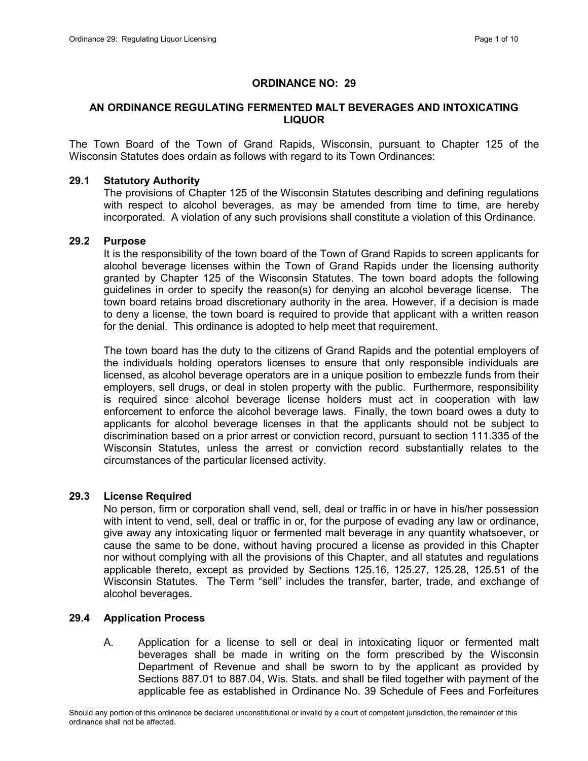# ORDINANCE NO: 29

## AN ORDINANCE REGULATING FERMENTED MALT BEVERAGES AND INTOXICATING LIQUOR

The Town Board of the Town of Grand Rapids, Wisconsin, pursuant to Chapter 125 of the Wisconsin Statutes does ordain as follows with regard to its Town Ordinances:

### 29.1 Statutory Authority

The provisions of Chapter 125 of the Wisconsin Statutes describing and defining regulations with respect to alcohol beverages, as may be amended from time to time, are hereby incorporated. A violation of any such provisions shall constitute a violation of this Ordinance.

### 29.2 Purpose

It is the responsibility of the town board of the Town of Grand Rapids to screen applicants for alcohol beverage licenses within the Town of Grand Rapids under the licensing authority granted by Chapter 125 of the Wisconsin Statutes. The town board adopts the following guidelines in order to specify the reason(s) for denying an alcohol beverage license. The town board retains broad discretionary authority in the area. However, if a decision is made to deny a license, the town board is required to provide that applicant with a written reason for the denial. This ordinance is adopted to help meet that requirement.

The town board has the duty to the citizens of Grand Rapids and the potential employers of the individuals holding operators licenses to ensure that only responsible individuals are licensed, as alcohol beverage operators are in a unique position to embezzle funds from their employers, sell drugs, or deal in stolen property with the public. Furthermore, responsibility is required since alcohol beverage license holders must act in cooperation with law enforcement to enforce the alcohol beverage laws. Finally, the town board owes a duty to applicants for alcohol beverage licenses in that the applicants should not be subject to discrimination based on a prior arrest or conviction record, pursuant to section 111.335 of the Wisconsin Statutes, unless the arrest or conviction record substantially relates to the circumstances of the particular licensed activity.

### 29.3 License Required

No person, firm or corporation shall vend, sell, deal or traffic in or have in his/her possession with intent to vend, sell, deal or traffic in or, for the purpose of evading any law or ordinance, give away any intoxicating liquor or fermented malt beverage in any quantity whatsoever, or cause the same to be done, without having procured a license as provided in this Chapter nor without complying with all the provisions of this Chapter, and all statutes and regulations applicable thereto, except as provided by Sections 125.16, 125.27, 125.28, 125.51 of the Wisconsin Statutes. The Term "sell" includes the transfer, barter, trade, and exchange of alcohol beverages.

### 29.4 Application Process

A. Application for a license to sell or deal in intoxicating liquor or fermented malt beverages shall be made in writing on the form prescribed by the Wisconsin Department of Revenue and shall be sworn to by the applicant as provided by Sections 887.01 to 887.04, Wis. Stats. and shall be filed together with payment of the applicable fee as established in Ordinance No. 39 Schedule of Fees and Forfeitures

Should any portion of this ordinance be declared unconstitutional or invalid by a court of competent jurisdiction, the remainder of this ordinance shall not be affected.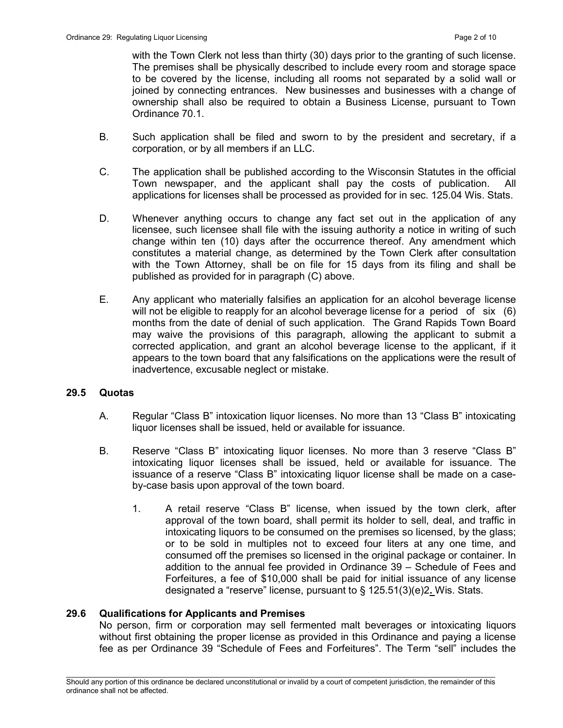with the Town Clerk not less than thirty (30) days prior to the granting of such license. The premises shall be physically described to include every room and storage space to be covered by the license, including all rooms not separated by a solid wall or joined by connecting entrances. New businesses and businesses with a change of ownership shall also be required to obtain a Business License, pursuant to Town Ordinance 70.1.

B. Such application shall be filed and sworn to by the president and secretary, if a corporation, or by all members if an LLC.

C. The application shall be published according to the Wisconsin Statutes in the official Town newspaper, and the applicant shall pay the costs of publication. All applications for licenses shall be processed as provided for in sec. 125.04 Wis. Stats.

D. Whenever anything occurs to change any fact set out in the application of any licensee, such licensee shall file with the issuing authority a notice in writing of such change within ten (10) days after the occurrence thereof. Any amendment which constitutes a material change, as determined by the Town Clerk after consultation with the Town Attorney, shall be on file for 15 days from its filing and shall be published as provided for in paragraph (C) above.

E. Any applicant who materially falsifies an application for an alcohol beverage license will not be eligible to reapply for an alcohol beverage license for a period of six (6) months from the date of denial of such application. The Grand Rapids Town Board may waive the provisions of this paragraph, allowing the applicant to submit a corrected application, and grant an alcohol beverage license to the applicant, if it appears to the town board that any falsifications on the applications were the result of inadvertence, excusable neglect or mistake.

### 29.5 Quotas

A. Regular "Class B" intoxication liquor licenses. No more than 13 "Class B" intoxicating liquor licenses shall be issued, held or available for issuance.

B. Reserve "Class B" intoxicating liquor licenses. No more than 3 reserve "Class B" intoxicating liquor licenses shall be issued, held or available for issuance. The issuance of a reserve "Class B" intoxicating liquor license shall be made on a case-by-case basis upon approval of the town board.

1. A retail reserve "Class B" license, when issued by the town clerk, after approval of the town board, shall permit its holder to sell, deal, and traffic in intoxicating liquors to be consumed on the premises so licensed, by the glass; or to be sold in multiples not to exceed four liters at any one time, and consumed off the premises so licensed in the original package or container. In addition to the annual fee provided in Ordinance 39 – Schedule of Fees and Forfeitures, a fee of $10,000 shall be paid for initial issuance of any license designated a "reserve" license, pursuant to § 125.51(3)(e)2**.** Wis. Stats.

### 29.6 Qualifications for Applicants and Premises

No person, firm or corporation may sell fermented malt beverages or intoxicating liquors without first obtaining the proper license as provided in this Ordinance and paying a license fee as per Ordinance 39 "Schedule of Fees and Forfeitures". The Term "sell" includes the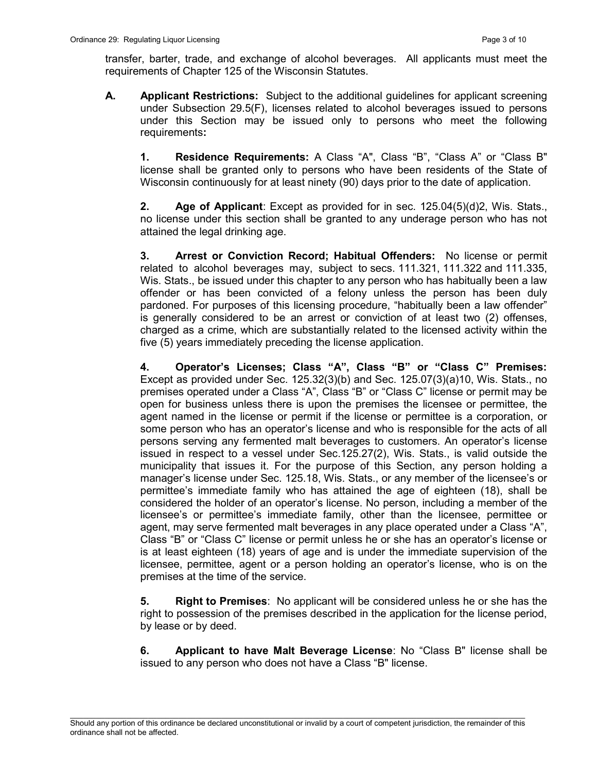transfer, barter, trade, and exchange of alcohol beverages. All applicants must meet the requirements of Chapter 125 of the Wisconsin Statutes.

**A. Applicant Restrictions:** Subject to the additional guidelines for applicant screening under Subsection 29.5(F), licenses related to alcohol beverages issued to persons under this Section may be issued only to persons who meet the following requirements**:**

**1. Residence Requirements:** A Class "A", Class "B", "Class A" or "Class B" license shall be granted only to persons who have been residents of the State of Wisconsin continuously for at least ninety (90) days prior to the date of application.

**2. Age of Applicant**: Except as provided for in sec. 125.04(5)(d)2, Wis. Stats., no license under this section shall be granted to any underage person who has not attained the legal drinking age.

**3. Arrest or Conviction Record; Habitual Offenders:** No license or permit related to alcohol beverages may, subject to secs. 111.321, 111.322 and 111.335, Wis. Stats., be issued under this chapter to any person who has habitually been a law offender or has been convicted of a felony unless the person has been duly pardoned. For purposes of this licensing procedure, "habitually been a law offender" is generally considered to be an arrest or conviction of at least two (2) offenses, charged as a crime, which are substantially related to the licensed activity within the five (5) years immediately preceding the license application.

**4. Operator's Licenses; Class "A", Class "B" or "Class C" Premises:** Except as provided under Sec. 125.32(3)(b) and Sec. 125.07(3)(a)10, Wis. Stats., no premises operated under a Class "A", Class "B" or "Class C" license or permit may be open for business unless there is upon the premises the licensee or permittee, the agent named in the license or permit if the license or permittee is a corporation, or some person who has an operator's license and who is responsible for the acts of all persons serving any fermented malt beverages to customers. An operator's license issued in respect to a vessel under Sec.125.27(2), Wis. Stats., is valid outside the municipality that issues it. For the purpose of this Section, any person holding a manager's license under Sec. 125.18, Wis. Stats., or any member of the licensee's or permittee's immediate family who has attained the age of eighteen (18), shall be considered the holder of an operator's license. No person, including a member of the licensee's or permittee's immediate family, other than the licensee, permittee or agent, may serve fermented malt beverages in any place operated under a Class "A", Class "B" or "Class C" license or permit unless he or she has an operator's license or is at least eighteen (18) years of age and is under the immediate supervision of the licensee, permittee, agent or a person holding an operator's license, who is on the premises at the time of the service.

**5. Right to Premises**: No applicant will be considered unless he or she has the right to possession of the premises described in the application for the license period, by lease or by deed.

**6. Applicant to have Malt Beverage License**: No "Class B" license shall be issued to any person who does not have a Class "B" license.

Should any portion of this ordinance be declared unconstitutional or invalid by a court of competent jurisdiction, the remainder of this ordinance shall not be affected.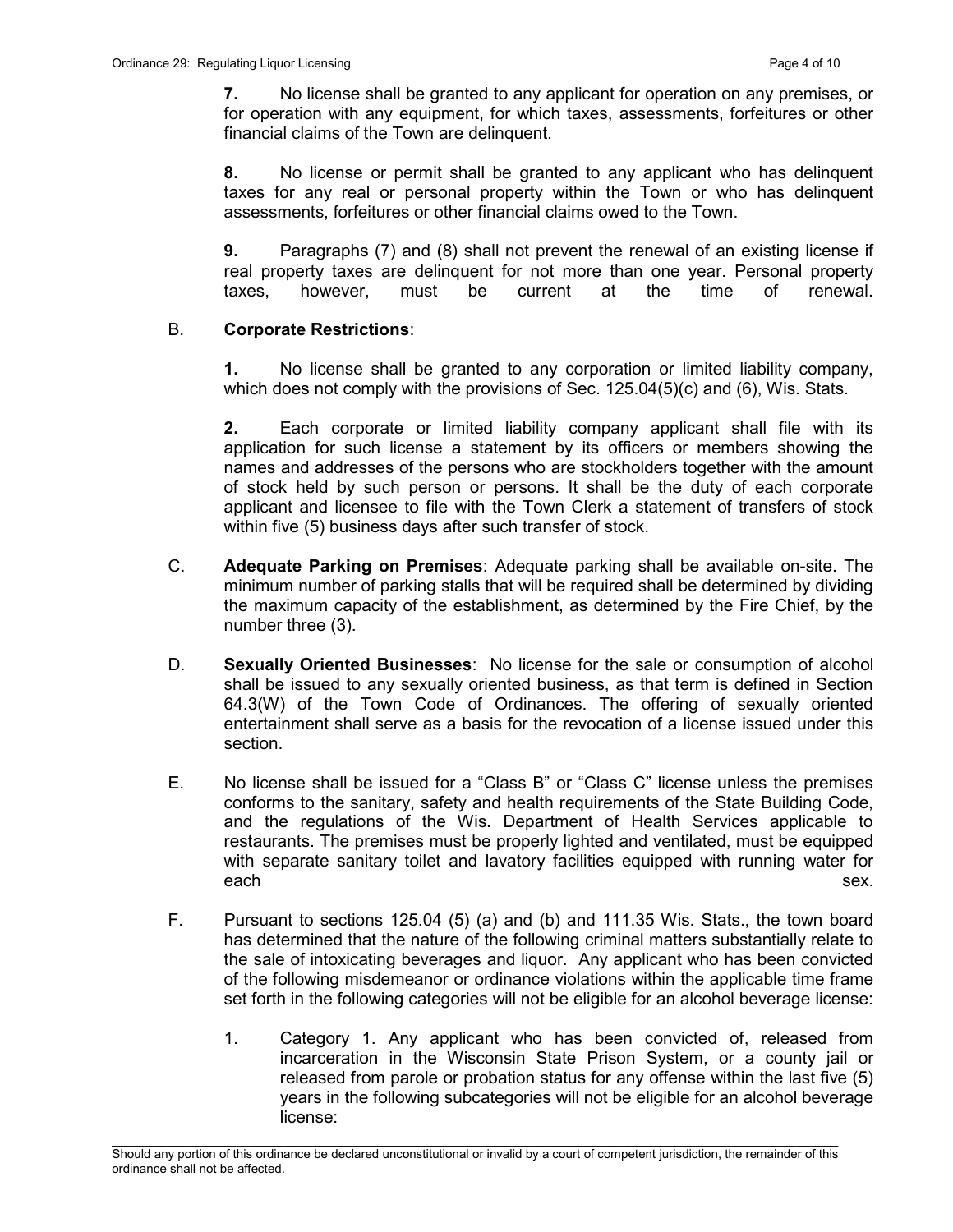**7.** No license shall be granted to any applicant for operation on any premises, or for operation with any equipment, for which taxes, assessments, forfeitures or other financial claims of the Town are delinquent.

**8.** No license or permit shall be granted to any applicant who has delinquent taxes for any real or personal property within the Town or who has delinquent assessments, forfeitures or other financial claims owed to the Town.

**9.** Paragraphs (7) and (8) shall not prevent the renewal of an existing license if real property taxes are delinquent for not more than one year. Personal property taxes, however, must be current at the time of renewal.

B. **Corporate Restrictions**:

**1.** No license shall be granted to any corporation or limited liability company, which does not comply with the provisions of Sec. 125.04(5)(c) and (6), Wis. Stats.

**2.** Each corporate or limited liability company applicant shall file with its application for such license a statement by its officers or members showing the names and addresses of the persons who are stockholders together with the amount of stock held by such person or persons. It shall be the duty of each corporate applicant and licensee to file with the Town Clerk a statement of transfers of stock within five (5) business days after such transfer of stock.

C. **Adequate Parking on Premises**: Adequate parking shall be available on-site. The minimum number of parking stalls that will be required shall be determined by dividing the maximum capacity of the establishment, as determined by the Fire Chief, by the number three (3).

D. **Sexually Oriented Businesses**: No license for the sale or consumption of alcohol shall be issued to any sexually oriented business, as that term is defined in Section 64.3(W) of the Town Code of Ordinances. The offering of sexually oriented entertainment shall serve as a basis for the revocation of a license issued under this section.

E. No license shall be issued for a "Class B" or "Class C" license unless the premises conforms to the sanitary, safety and health requirements of the State Building Code, and the regulations of the Wis. Department of Health Services applicable to restaurants. The premises must be properly lighted and ventilated, must be equipped with separate sanitary toilet and lavatory facilities equipped with running water for each sex.

F. Pursuant to sections 125.04 (5) (a) and (b) and 111.35 Wis. Stats., the town board has determined that the nature of the following criminal matters substantially relate to the sale of intoxicating beverages and liquor. Any applicant who has been convicted of the following misdemeanor or ordinance violations within the applicable time frame set forth in the following categories will not be eligible for an alcohol beverage license:

1. Category 1. Any applicant who has been convicted of, released from incarceration in the Wisconsin State Prison System, or a county jail or released from parole or probation status for any offense within the last five (5) years in the following subcategories will not be eligible for an alcohol beverage license:

Should any portion of this ordinance be declared unconstitutional or invalid by a court of competent jurisdiction, the remainder of this ordinance shall not be affected.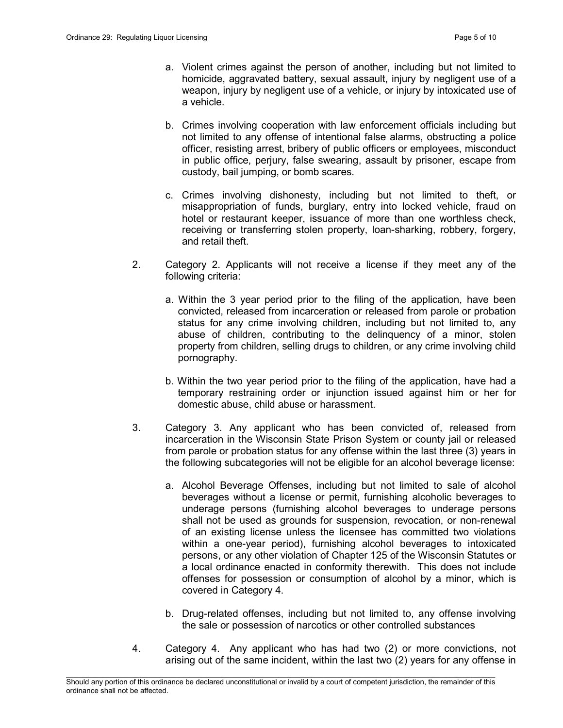a. Violent crimes against the person of another, including but not limited to homicide, aggravated battery, sexual assault, injury by negligent use of a weapon, injury by negligent use of a vehicle, or injury by intoxicated use of a vehicle.

b. Crimes involving cooperation with law enforcement officials including but not limited to any offense of intentional false alarms, obstructing a police officer, resisting arrest, bribery of public officers or employees, misconduct in public office, perjury, false swearing, assault by prisoner, escape from custody, bail jumping, or bomb scares.

c. Crimes involving dishonesty, including but not limited to theft, or misappropriation of funds, burglary, entry into locked vehicle, fraud on hotel or restaurant keeper, issuance of more than one worthless check, receiving or transferring stolen property, loan-sharking, robbery, forgery, and retail theft.

2. Category 2. Applicants will not receive a license if they meet any of the following criteria:

   a. Within the 3 year period prior to the filing of the application, have been convicted, released from incarceration or released from parole or probation status for any crime involving children, including but not limited to, any abuse of children, contributing to the delinquency of a minor, stolen property from children, selling drugs to children, or any crime involving child pornography.

   b. Within the two year period prior to the filing of the application, have had a temporary restraining order or injunction issued against him or her for domestic abuse, child abuse or harassment.

3. Category 3. Any applicant who has been convicted of, released from incarceration in the Wisconsin State Prison System or county jail or released from parole or probation status for any offense within the last three (3) years in the following subcategories will not be eligible for an alcohol beverage license:

   a. Alcohol Beverage Offenses, including but not limited to sale of alcohol beverages without a license or permit, furnishing alcoholic beverages to underage persons (furnishing alcohol beverages to underage persons shall not be used as grounds for suspension, revocation, or non-renewal of an existing license unless the licensee has committed two violations within a one-year period), furnishing alcohol beverages to intoxicated persons, or any other violation of Chapter 125 of the Wisconsin Statutes or a local ordinance enacted in conformity therewith. This does not include offenses for possession or consumption of alcohol by a minor, which is covered in Category 4.

   b. Drug-related offenses, including but not limited to, any offense involving the sale or possession of narcotics or other controlled substances

4. Category 4. Any applicant who has had two (2) or more convictions, not arising out of the same incident, within the last two (2) years for any offense in

Should any portion of this ordinance be declared unconstitutional or invalid by a court of competent jurisdiction, the remainder of this ordinance shall not be affected.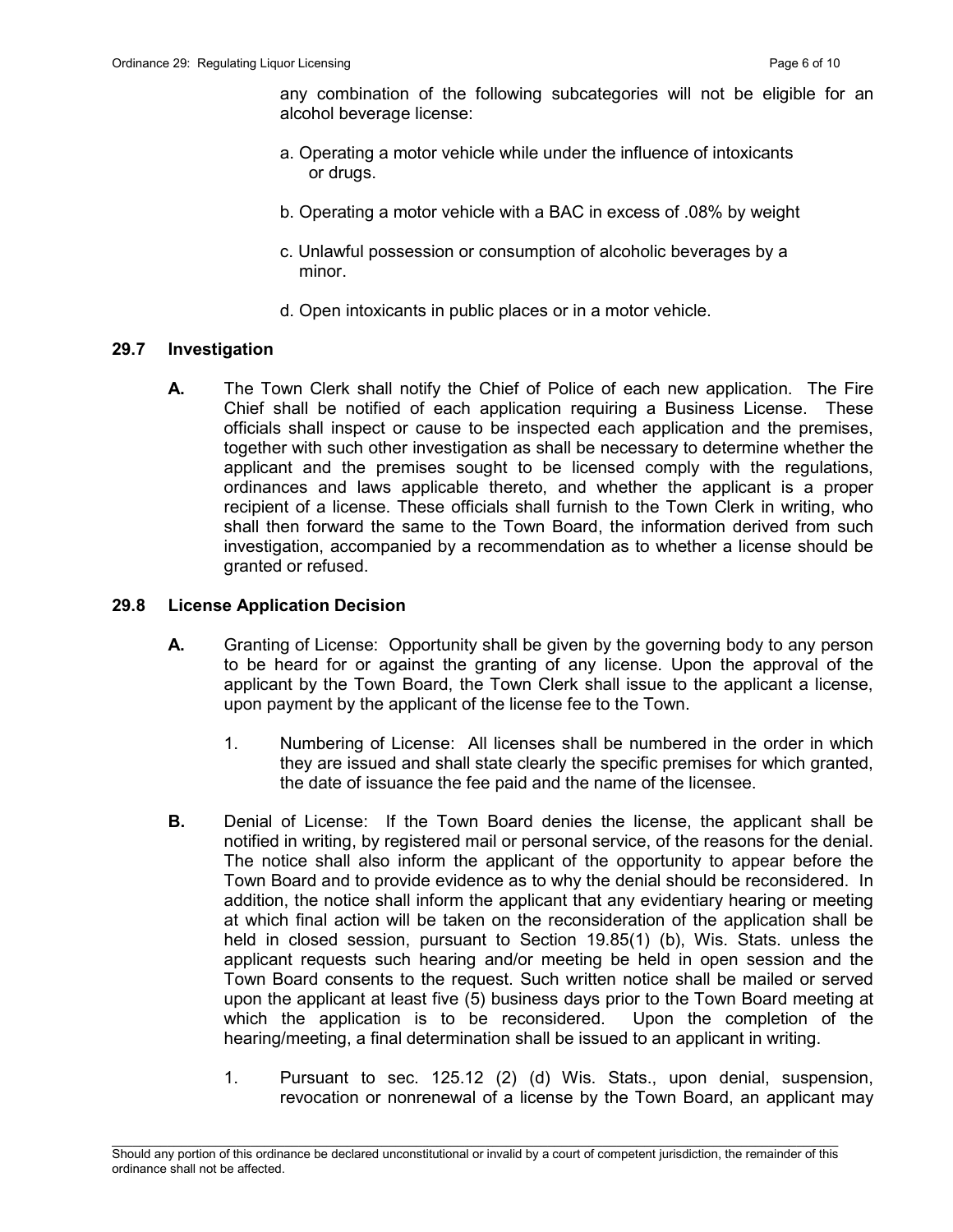any combination of the following subcategories will not be eligible for an alcohol beverage license:

a. Operating a motor vehicle while under the influence of intoxicants or drugs.

b. Operating a motor vehicle with a BAC in excess of .08% by weight

c. Unlawful possession or consumption of alcoholic beverages by a minor.

d. Open intoxicants in public places or in a motor vehicle.

## 29.7 Investigation

**A.** The Town Clerk shall notify the Chief of Police of each new application. The Fire Chief shall be notified of each application requiring a Business License. These officials shall inspect or cause to be inspected each application and the premises, together with such other investigation as shall be necessary to determine whether the applicant and the premises sought to be licensed comply with the regulations, ordinances and laws applicable thereto, and whether the applicant is a proper recipient of a license. These officials shall furnish to the Town Clerk in writing, who shall then forward the same to the Town Board, the information derived from such investigation, accompanied by a recommendation as to whether a license should be granted or refused.

## 29.8 License Application Decision

**A.** Granting of License: Opportunity shall be given by the governing body to any person to be heard for or against the granting of any license. Upon the approval of the applicant by the Town Board, the Town Clerk shall issue to the applicant a license, upon payment by the applicant of the license fee to the Town.

1. Numbering of License: All licenses shall be numbered in the order in which they are issued and shall state clearly the specific premises for which granted, the date of issuance the fee paid and the name of the licensee.

**B.** Denial of License: If the Town Board denies the license, the applicant shall be notified in writing, by registered mail or personal service, of the reasons for the denial. The notice shall also inform the applicant of the opportunity to appear before the Town Board and to provide evidence as to why the denial should be reconsidered. In addition, the notice shall inform the applicant that any evidentiary hearing or meeting at which final action will be taken on the reconsideration of the application shall be held in closed session, pursuant to Section 19.85(1) (b), Wis. Stats. unless the applicant requests such hearing and/or meeting be held in open session and the Town Board consents to the request. Such written notice shall be mailed or served upon the applicant at least five (5) business days prior to the Town Board meeting at which the application is to be reconsidered. Upon the completion of the hearing/meeting, a final determination shall be issued to an applicant in writing.

1. Pursuant to sec. 125.12 (2) (d) Wis. Stats., upon denial, suspension, revocation or nonrenewal of a license by the Town Board, an applicant may

Should any portion of this ordinance be declared unconstitutional or invalid by a court of competent jurisdiction, the remainder of this ordinance shall not be affected.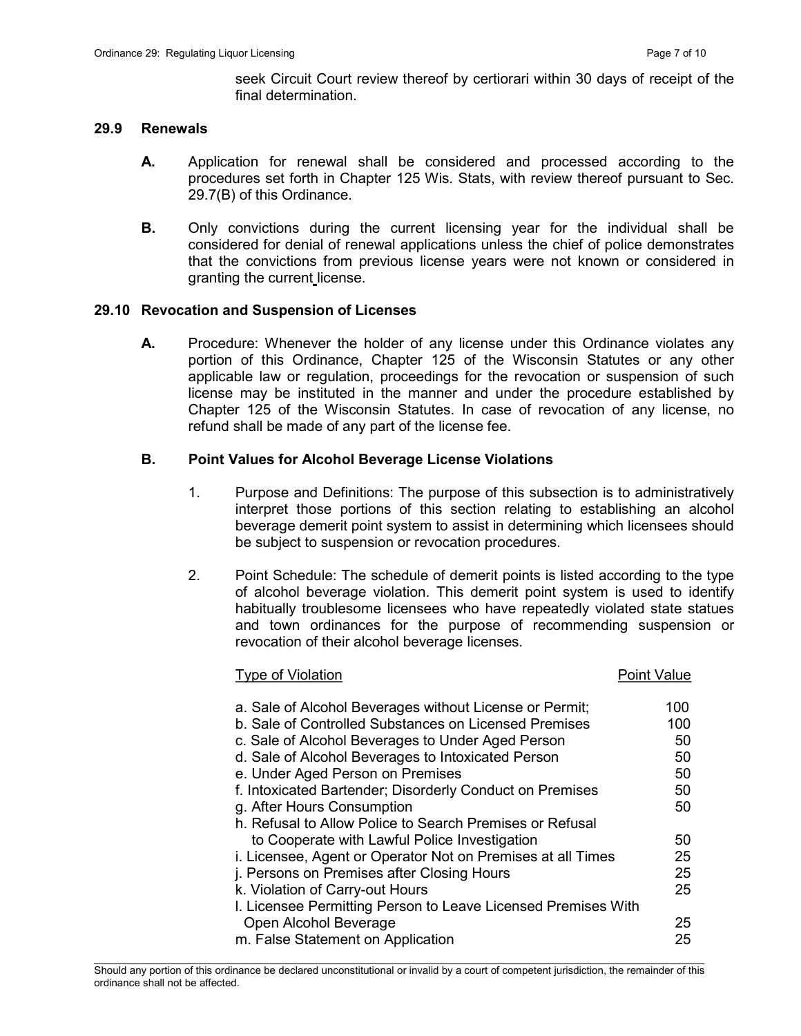seek Circuit Court review thereof by certiorari within 30 days of receipt of the final determination.

## 29.9 Renewals

**A.** Application for renewal shall be considered and processed according to the procedures set forth in Chapter 125 Wis. Stats, with review thereof pursuant to Sec. 29.7(B) of this Ordinance.

**B.** Only convictions during the current licensing year for the individual shall be considered for denial of renewal applications unless the chief of police demonstrates that the convictions from previous license years were not known or considered in granting the current license.

## 29.10 Revocation and Suspension of Licenses

**A.** Procedure: Whenever the holder of any license under this Ordinance violates any portion of this Ordinance, Chapter 125 of the Wisconsin Statutes or any other applicable law or regulation, proceedings for the revocation or suspension of such license may be instituted in the manner and under the procedure established by Chapter 125 of the Wisconsin Statutes. In case of revocation of any license, no refund shall be made of any part of the license fee.

**B. Point Values for Alcohol Beverage License Violations**

1. Purpose and Definitions: The purpose of this subsection is to administratively interpret those portions of this section relating to establishing an alcohol beverage demerit point system to assist in determining which licensees should be subject to suspension or revocation procedures.

2. Point Schedule: The schedule of demerit points is listed according to the type of alcohol beverage violation. This demerit point system is used to identify habitually troublesome licensees who have repeatedly violated state statues and town ordinances for the purpose of recommending suspension or revocation of their alcohol beverage licenses.

| Type of Violation | Point Value |
|---|---|
| a. Sale of Alcohol Beverages without License or Permit; | 100 |
| b. Sale of Controlled Substances on Licensed Premises | 100 |
| c. Sale of Alcohol Beverages to Under Aged Person | 50 |
| d. Sale of Alcohol Beverages to Intoxicated Person | 50 |
| e. Under Aged Person on Premises | 50 |
| f. Intoxicated Bartender; Disorderly Conduct on Premises | 50 |
| g. After Hours Consumption | 50 |
| h. Refusal to Allow Police to Search Premises or Refusal to Cooperate with Lawful Police Investigation | 50 |
| i. Licensee, Agent or Operator Not on Premises at all Times | 25 |
| j. Persons on Premises after Closing Hours | 25 |
| k. Violation of Carry-out Hours | 25 |
| l. Licensee Permitting Person to Leave Licensed Premises With Open Alcohol Beverage | 25 |
| m. False Statement on Application | 25 |

Should any portion of this ordinance be declared unconstitutional or invalid by a court of competent jurisdiction, the remainder of this ordinance shall not be affected.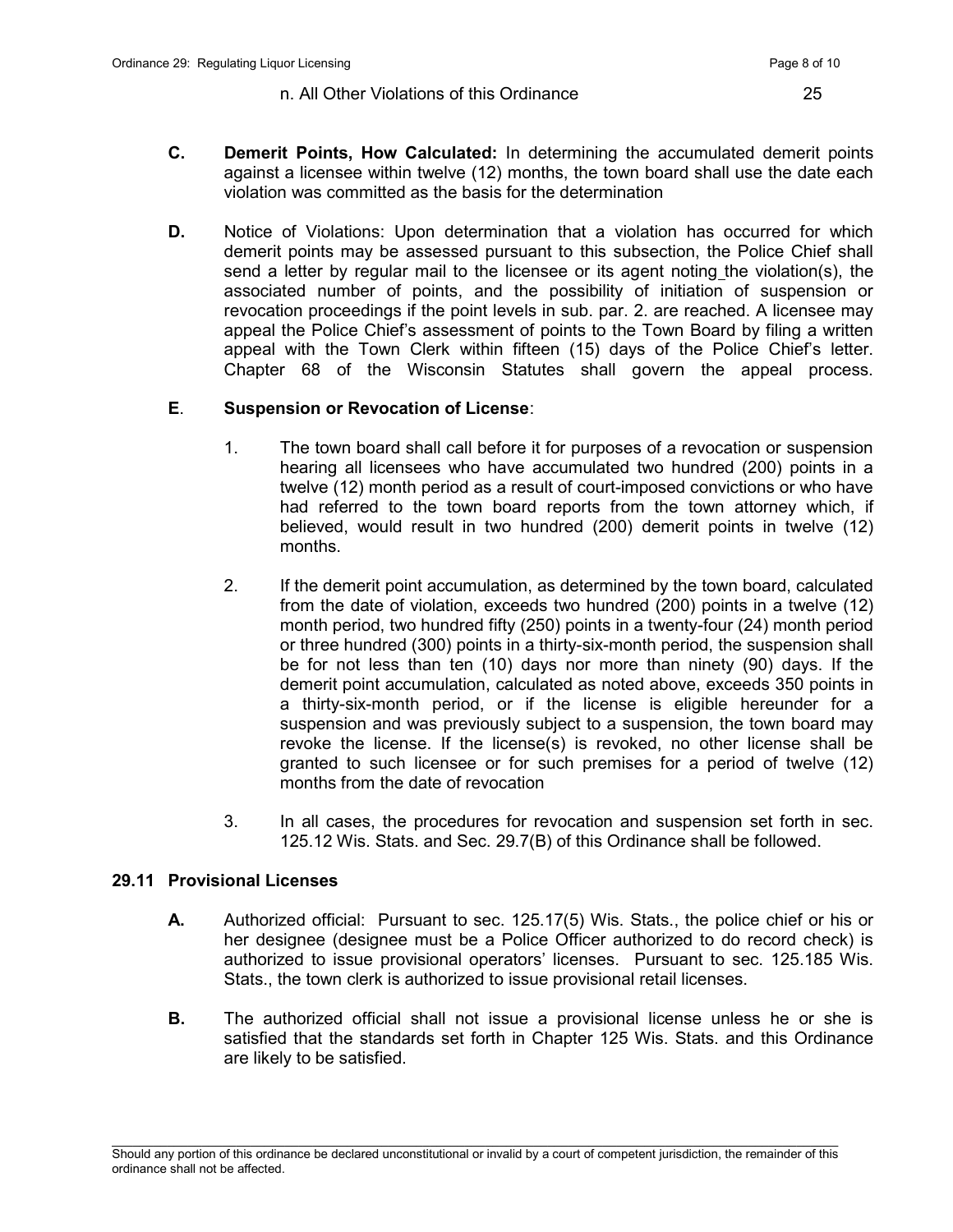n. All Other Violations of this Ordinance 25

**C.** **Demerit Points, How Calculated:** In determining the accumulated demerit points against a licensee within twelve (12) months, the town board shall use the date each violation was committed as the basis for the determination

**D.** Notice of Violations: Upon determination that a violation has occurred for which demerit points may be assessed pursuant to this subsection, the Police Chief shall send a letter by regular mail to the licensee or its agent noting the violation(s), the associated number of points, and the possibility of initiation of suspension or revocation proceedings if the point levels in sub. par. 2. are reached. A licensee may appeal the Police Chief's assessment of points to the Town Board by filing a written appeal with the Town Clerk within fifteen (15) days of the Police Chief's letter. Chapter 68 of the Wisconsin Statutes shall govern the appeal process.

**E**. **Suspension or Revocation of License**:

1. The town board shall call before it for purposes of a revocation or suspension hearing all licensees who have accumulated two hundred (200) points in a twelve (12) month period as a result of court-imposed convictions or who have had referred to the town board reports from the town attorney which, if believed, would result in two hundred (200) demerit points in twelve (12) months.

2. If the demerit point accumulation, as determined by the town board, calculated from the date of violation, exceeds two hundred (200) points in a twelve (12) month period, two hundred fifty (250) points in a twenty-four (24) month period or three hundred (300) points in a thirty-six-month period, the suspension shall be for not less than ten (10) days nor more than ninety (90) days. If the demerit point accumulation, calculated as noted above, exceeds 350 points in a thirty-six-month period, or if the license is eligible hereunder for a suspension and was previously subject to a suspension, the town board may revoke the license. If the license(s) is revoked, no other license shall be granted to such licensee or for such premises for a period of twelve (12) months from the date of revocation

3. In all cases, the procedures for revocation and suspension set forth in sec. 125.12 Wis. Stats. and Sec. 29.7(B) of this Ordinance shall be followed.

## 29.11 Provisional Licenses

**A.** Authorized official: Pursuant to sec. 125.17(5) Wis. Stats., the police chief or his or her designee (designee must be a Police Officer authorized to do record check) is authorized to issue provisional operators' licenses. Pursuant to sec. 125.185 Wis. Stats., the town clerk is authorized to issue provisional retail licenses.

**B.** The authorized official shall not issue a provisional license unless he or she is satisfied that the standards set forth in Chapter 125 Wis. Stats. and this Ordinance are likely to be satisfied.

Should any portion of this ordinance be declared unconstitutional or invalid by a court of competent jurisdiction, the remainder of this ordinance shall not be affected.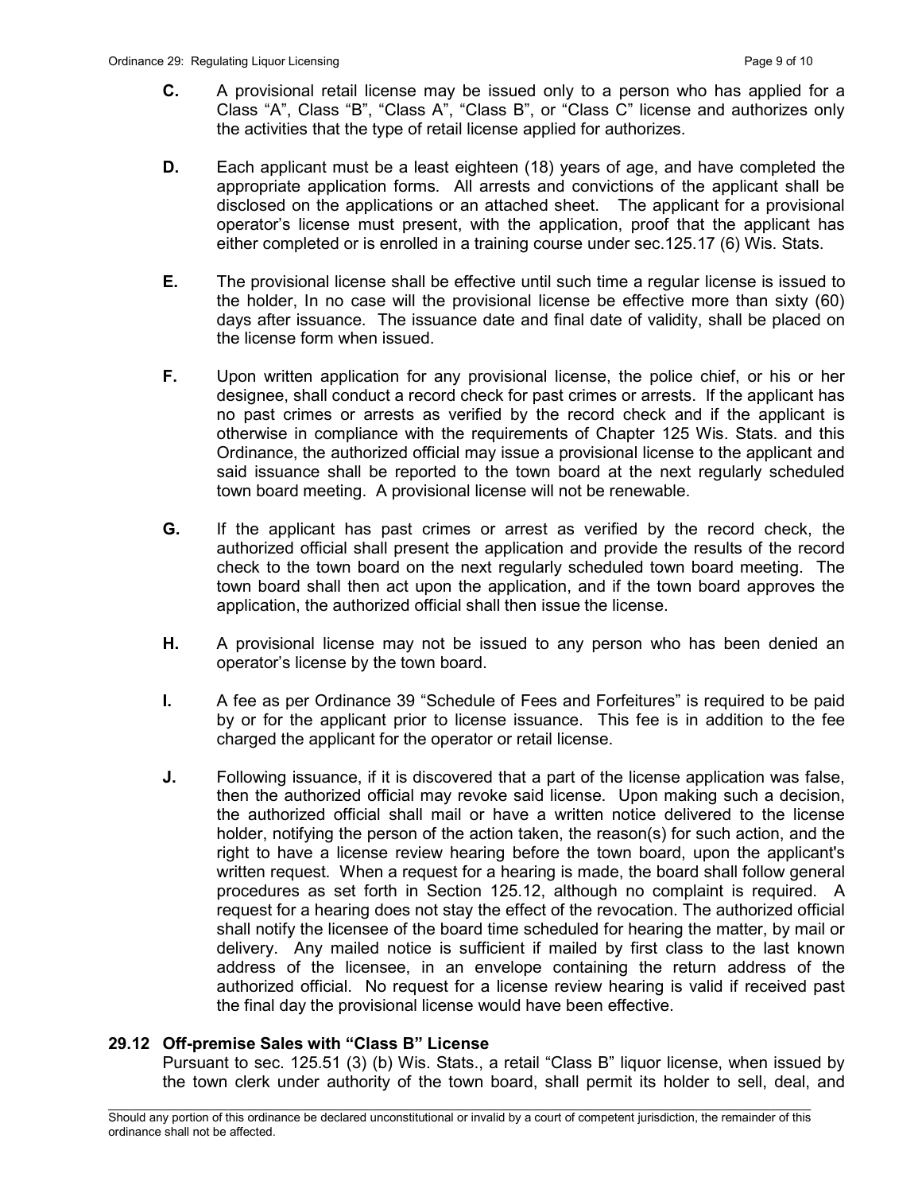**C.** A provisional retail license may be issued only to a person who has applied for a Class "A", Class "B", "Class A", "Class B", or "Class C" license and authorizes only the activities that the type of retail license applied for authorizes.

**D.** Each applicant must be a least eighteen (18) years of age, and have completed the appropriate application forms. All arrests and convictions of the applicant shall be disclosed on the applications or an attached sheet. The applicant for a provisional operator's license must present, with the application, proof that the applicant has either completed or is enrolled in a training course under sec.125.17 (6) Wis. Stats.

**E.** The provisional license shall be effective until such time a regular license is issued to the holder, In no case will the provisional license be effective more than sixty (60) days after issuance. The issuance date and final date of validity, shall be placed on the license form when issued.

**F.** Upon written application for any provisional license, the police chief, or his or her designee, shall conduct a record check for past crimes or arrests. If the applicant has no past crimes or arrests as verified by the record check and if the applicant is otherwise in compliance with the requirements of Chapter 125 Wis. Stats. and this Ordinance, the authorized official may issue a provisional license to the applicant and said issuance shall be reported to the town board at the next regularly scheduled town board meeting. A provisional license will not be renewable.

**G.** If the applicant has past crimes or arrest as verified by the record check, the authorized official shall present the application and provide the results of the record check to the town board on the next regularly scheduled town board meeting. The town board shall then act upon the application, and if the town board approves the application, the authorized official shall then issue the license.

**H.** A provisional license may not be issued to any person who has been denied an operator's license by the town board.

**I.** A fee as per Ordinance 39 "Schedule of Fees and Forfeitures" is required to be paid by or for the applicant prior to license issuance. This fee is in addition to the fee charged the applicant for the operator or retail license.

**J.** Following issuance, if it is discovered that a part of the license application was false, then the authorized official may revoke said license. Upon making such a decision, the authorized official shall mail or have a written notice delivered to the license holder, notifying the person of the action taken, the reason(s) for such action, and the right to have a license review hearing before the town board, upon the applicant's written request. When a request for a hearing is made, the board shall follow general procedures as set forth in Section 125.12, although no complaint is required. A request for a hearing does not stay the effect of the revocation. The authorized official shall notify the licensee of the board time scheduled for hearing the matter, by mail or delivery. Any mailed notice is sufficient if mailed by first class to the last known address of the licensee, in an envelope containing the return address of the authorized official. No request for a license review hearing is valid if received past the final day the provisional license would have been effective.

### 29.12 Off-premise Sales with "Class B" License

Pursuant to sec. 125.51 (3) (b) Wis. Stats., a retail "Class B" liquor license, when issued by the town clerk under authority of the town board, shall permit its holder to sell, deal, and

Should any portion of this ordinance be declared unconstitutional or invalid by a court of competent jurisdiction, the remainder of this ordinance shall not be affected.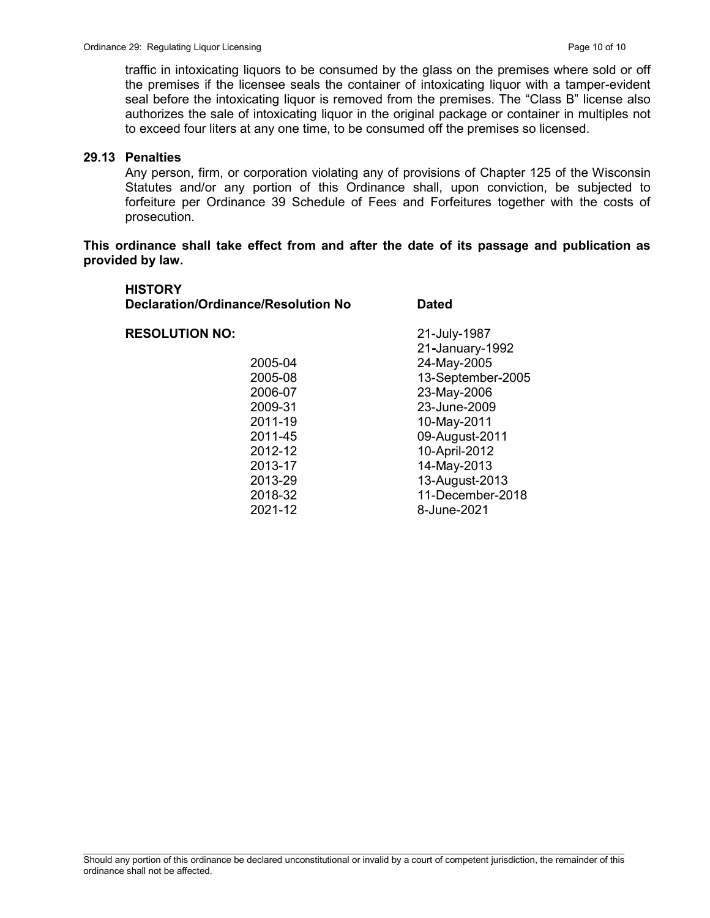traffic in intoxicating liquors to be consumed by the glass on the premises where sold or off the premises if the licensee seals the container of intoxicating liquor with a tamper-evident seal before the intoxicating liquor is removed from the premises. The "Class B" license also authorizes the sale of intoxicating liquor in the original package or container in multiples not to exceed four liters at any one time, to be consumed off the premises so licensed.

### 29.13 Penalties

Any person, firm, or corporation violating any of provisions of Chapter 125 of the Wisconsin Statutes and/or any portion of this Ordinance shall, upon conviction, be subjected to forfeiture per Ordinance 39 Schedule of Fees and Forfeitures together with the costs of prosecution.

**This ordinance shall take effect from and after the date of its passage and publication as provided by law.**

**HISTORY**

| **Declaration/Ordinance/Resolution No** | | **Dated** |
|---|---|---|
| **RESOLUTION NO:** | | 21-July-1987 |
| | | 21-January-1992 |
| | 2005-04 | 24-May-2005 |
| | 2005-08 | 13-September-2005 |
| | 2006-07 | 23-May-2006 |
| | 2009-31 | 23-June-2009 |
| | 2011-19 | 10-May-2011 |
| | 2011-45 | 09-August-2011 |
| | 2012-12 | 10-April-2012 |
| | 2013-17 | 14-May-2013 |
| | 2013-29 | 13-August-2013 |
| | 2018-32 | 11-December-2018 |
| | 2021-12 | 8-June-2021 |

Should any portion of this ordinance be declared unconstitutional or invalid by a court of competent jurisdiction, the remainder of this ordinance shall not be affected.